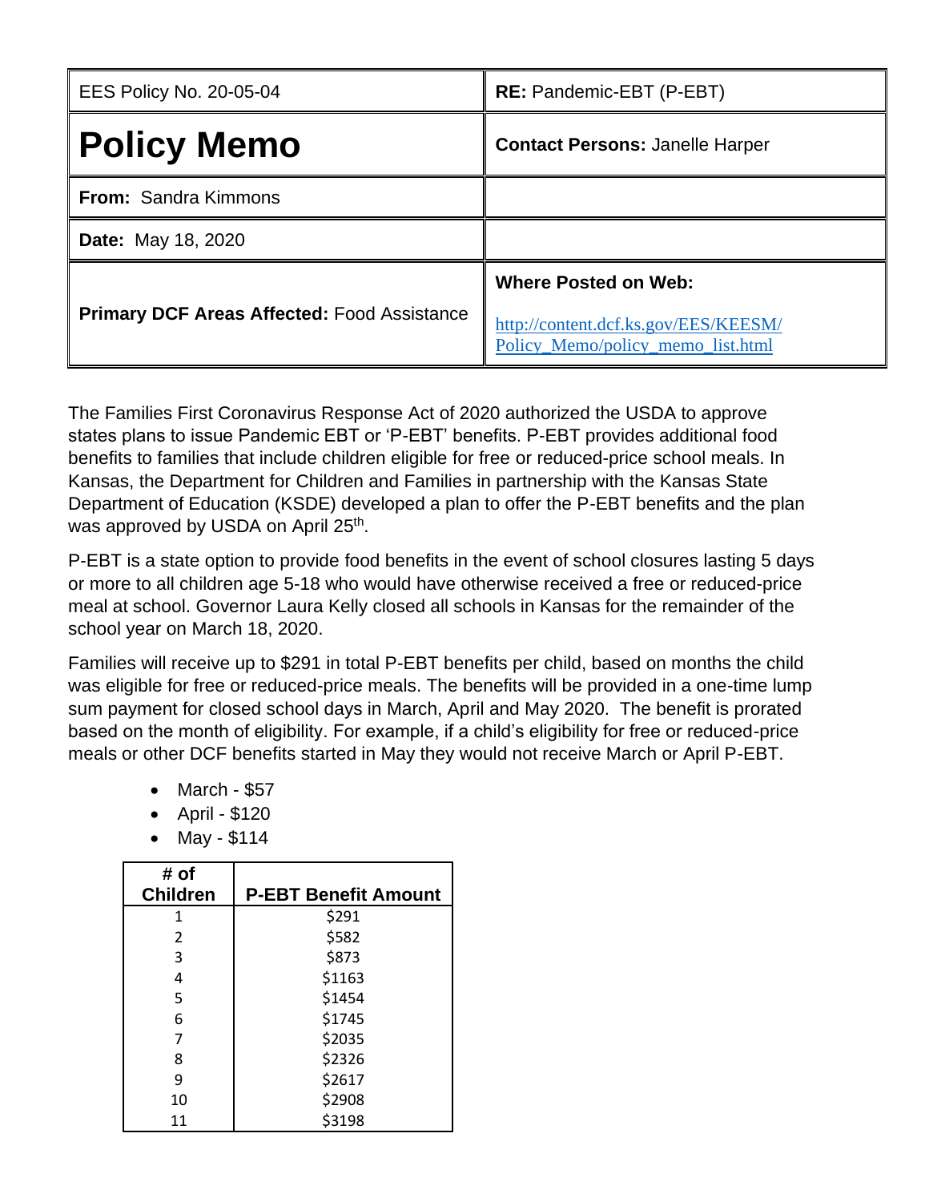| EES Policy No. 20-05-04 | **RE:** Pandemic-EBT (P-EBT) |
|---|---|
| **Policy Memo** | **Contact Persons:** Janelle Harper |
| **From:** Sandra Kimmons | |
| **Date:** May 18, 2020 | |
| **Primary DCF Areas Affected:** Food Assistance | **Where Posted on Web:** http://content.dcf.ks.gov/EES/KEESM/Policy_Memo/policy_memo_list.html |

The Families First Coronavirus Response Act of 2020 authorized the USDA to approve states plans to issue Pandemic EBT or 'P-EBT' benefits. P-EBT provides additional food benefits to families that include children eligible for free or reduced-price school meals. In Kansas, the Department for Children and Families in partnership with the Kansas State Department of Education (KSDE) developed a plan to offer the P-EBT benefits and the plan was approved by USDA on April 25th.

P-EBT is a state option to provide food benefits in the event of school closures lasting 5 days or more to all children age 5-18 who would have otherwise received a free or reduced-price meal at school. Governor Laura Kelly closed all schools in Kansas for the remainder of the school year on March 18, 2020.

Families will receive up to $291 in total P-EBT benefits per child, based on months the child was eligible for free or reduced-price meals. The benefits will be provided in a one-time lump sum payment for closed school days in March, April and May 2020. The benefit is prorated based on the month of eligibility. For example, if a child's eligibility for free or reduced-price meals or other DCF benefits started in May they would not receive March or April P-EBT.

- March - $57
- April - $120
- May - $114

| # of Children | P-EBT Benefit Amount |
|---|---|
| 1 | $291 |
| 2 | $582 |
| 3 | $873 |
| 4 | $1163 |
| 5 | $1454 |
| 6 | $1745 |
| 7 | $2035 |
| 8 | $2326 |
| 9 | $2617 |
| 10 | $2908 |
| 11 | $3198 |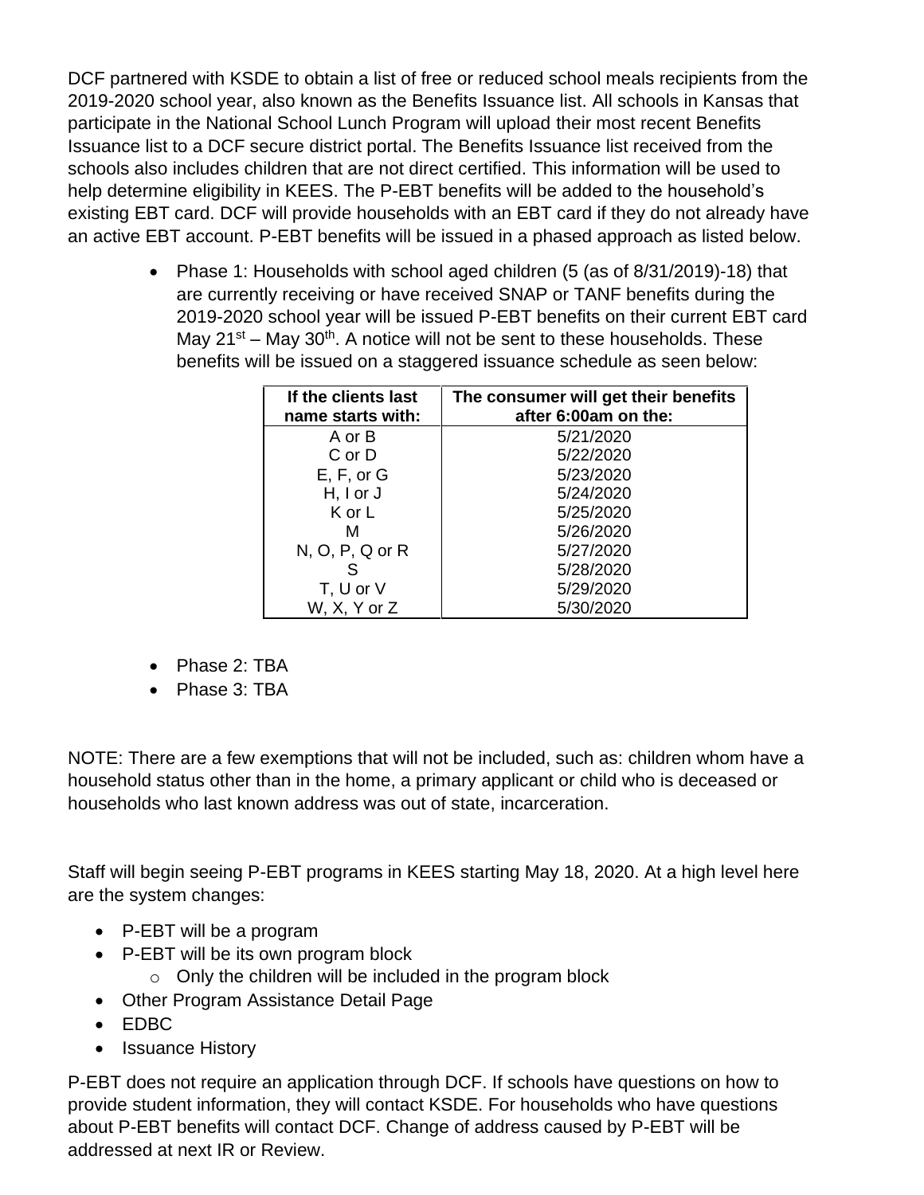DCF partnered with KSDE to obtain a list of free or reduced school meals recipients from the 2019-2020 school year, also known as the Benefits Issuance list. All schools in Kansas that participate in the National School Lunch Program will upload their most recent Benefits Issuance list to a DCF secure district portal. The Benefits Issuance list received from the schools also includes children that are not direct certified. This information will be used to help determine eligibility in KEES. The P-EBT benefits will be added to the household's existing EBT card. DCF will provide households with an EBT card if they do not already have an active EBT account. P-EBT benefits will be issued in a phased approach as listed below.

- Phase 1: Households with school aged children (5 (as of 8/31/2019)-18) that are currently receiving or have received SNAP or TANF benefits during the 2019-2020 school year will be issued P-EBT benefits on their current EBT card May 21st – May 30th. A notice will not be sent to these households. These benefits will be issued on a staggered issuance schedule as seen below:

| If the clients last name starts with: | The consumer will get their benefits after 6:00am on the: |
|---|---|
| A or B | 5/21/2020 |
| C or D | 5/22/2020 |
| E, F, or G | 5/23/2020 |
| H, I or J | 5/24/2020 |
| K or L | 5/25/2020 |
| M | 5/26/2020 |
| N, O, P, Q or R | 5/27/2020 |
| S | 5/28/2020 |
| T, U or V | 5/29/2020 |
| W, X, Y or Z | 5/30/2020 |

- Phase 2: TBA
- Phase 3: TBA

NOTE: There are a few exemptions that will not be included, such as: children whom have a household status other than in the home, a primary applicant or child who is deceased or households who last known address was out of state, incarceration.

Staff will begin seeing P-EBT programs in KEES starting May 18, 2020. At a high level here are the system changes:

- P-EBT will be a program
- P-EBT will be its own program block
  - Only the children will be included in the program block
- Other Program Assistance Detail Page
- EDBC
- Issuance History

P-EBT does not require an application through DCF. If schools have questions on how to provide student information, they will contact KSDE. For households who have questions about P-EBT benefits will contact DCF. Change of address caused by P-EBT will be addressed at next IR or Review.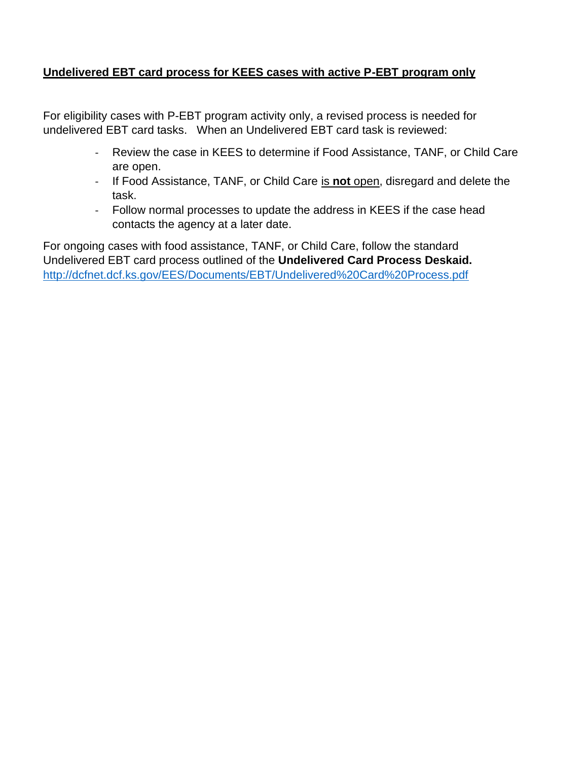**<u>Undelivered EBT card process for KEES cases with active P-EBT program only</u>**

For eligibility cases with P-EBT program activity only, a revised process is needed for undelivered EBT card tasks. When an Undelivered EBT card task is reviewed:

- Review the case in KEES to determine if Food Assistance, TANF, or Child Care are open.
- If Food Assistance, TANF, or Child Care <u>is **not** open</u>, disregard and delete the task.
- Follow normal processes to update the address in KEES if the case head contacts the agency at a later date.

For ongoing cases with food assistance, TANF, or Child Care, follow the standard Undelivered EBT card process outlined of the **Undelivered Card Process Deskaid.**
http://dcfnet.dcf.ks.gov/EES/Documents/EBT/Undelivered%20Card%20Process.pdf